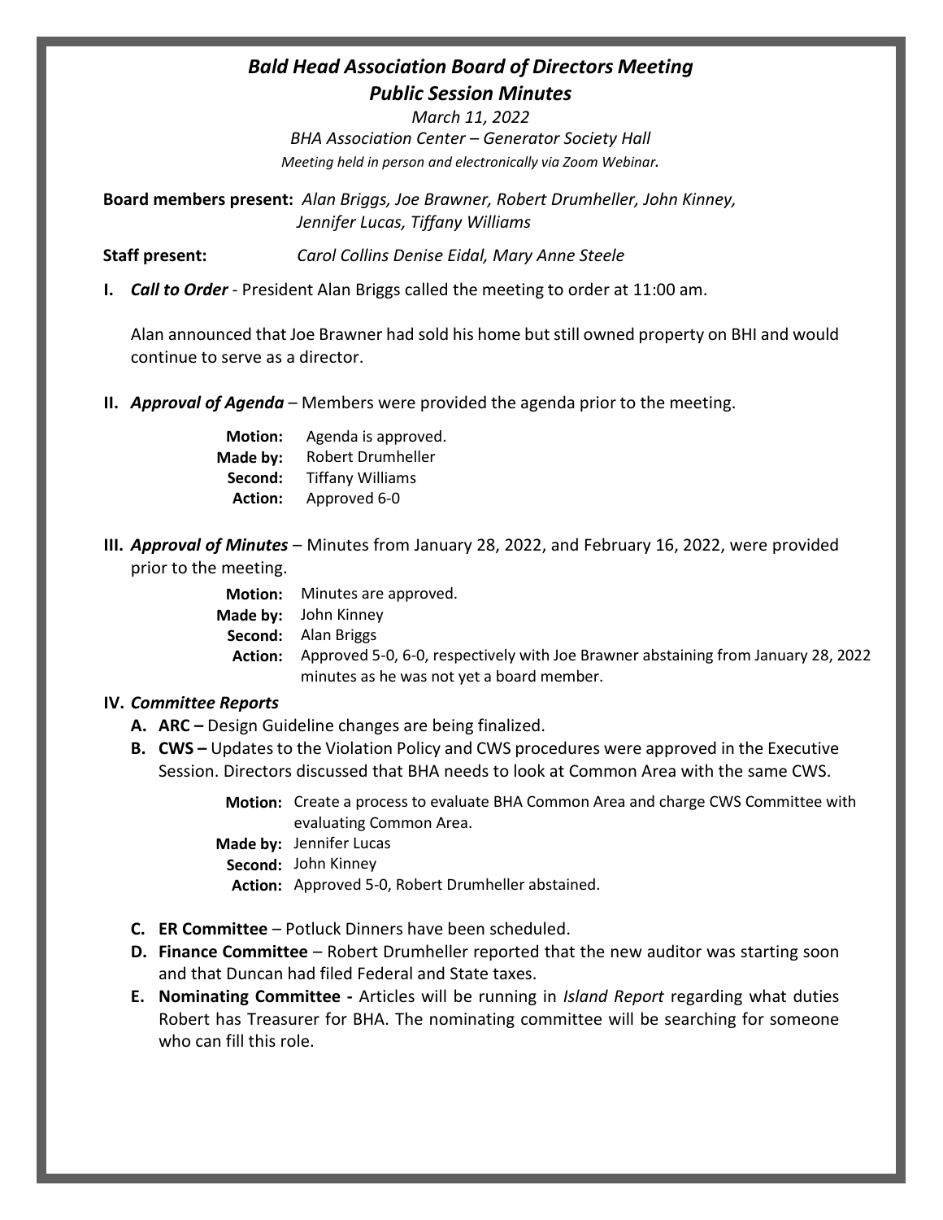# *Bald Head Association Board of Directors Meeting*
## *Public Session Minutes*

*March 11, 2022*
*BHA Association Center – Generator Society Hall*
*Meeting held in person and electronically via Zoom Webinar.*

**Board members present:** *Alan Briggs, Joe Brawner, Robert Drumheller, John Kinney, Jennifer Lucas, Tiffany Williams*

**Staff present:** *Carol Collins Denise Eidal, Mary Anne Steele*

**I.** ***Call to Order*** - President Alan Briggs called the meeting to order at 11:00 am.

Alan announced that Joe Brawner had sold his home but still owned property on BHI and would continue to serve as a director.

**II.** ***Approval of Agenda*** – Members were provided the agenda prior to the meeting.

**Motion:** Agenda is approved.
**Made by:** Robert Drumheller
**Second:** Tiffany Williams
**Action:** Approved 6-0

**III.** ***Approval of Minutes*** – Minutes from January 28, 2022, and February 16, 2022, were provided prior to the meeting.

**Motion:** Minutes are approved.
**Made by:** John Kinney
**Second:** Alan Briggs
**Action:** Approved 5-0, 6-0, respectively with Joe Brawner abstaining from January 28, 2022 minutes as he was not yet a board member.

**IV.** ***Committee Reports***

**A. ARC –** Design Guideline changes are being finalized.

**B. CWS –** Updates to the Violation Policy and CWS procedures were approved in the Executive Session. Directors discussed that BHA needs to look at Common Area with the same CWS.

**Motion:** Create a process to evaluate BHA Common Area and charge CWS Committee with evaluating Common Area.
**Made by:** Jennifer Lucas
**Second:** John Kinney
**Action:** Approved 5-0, Robert Drumheller abstained.

**C. ER Committee** – Potluck Dinners have been scheduled.

**D. Finance Committee** – Robert Drumheller reported that the new auditor was starting soon and that Duncan had filed Federal and State taxes.

**E. Nominating Committee -** Articles will be running in *Island Report* regarding what duties Robert has Treasurer for BHA. The nominating committee will be searching for someone who can fill this role.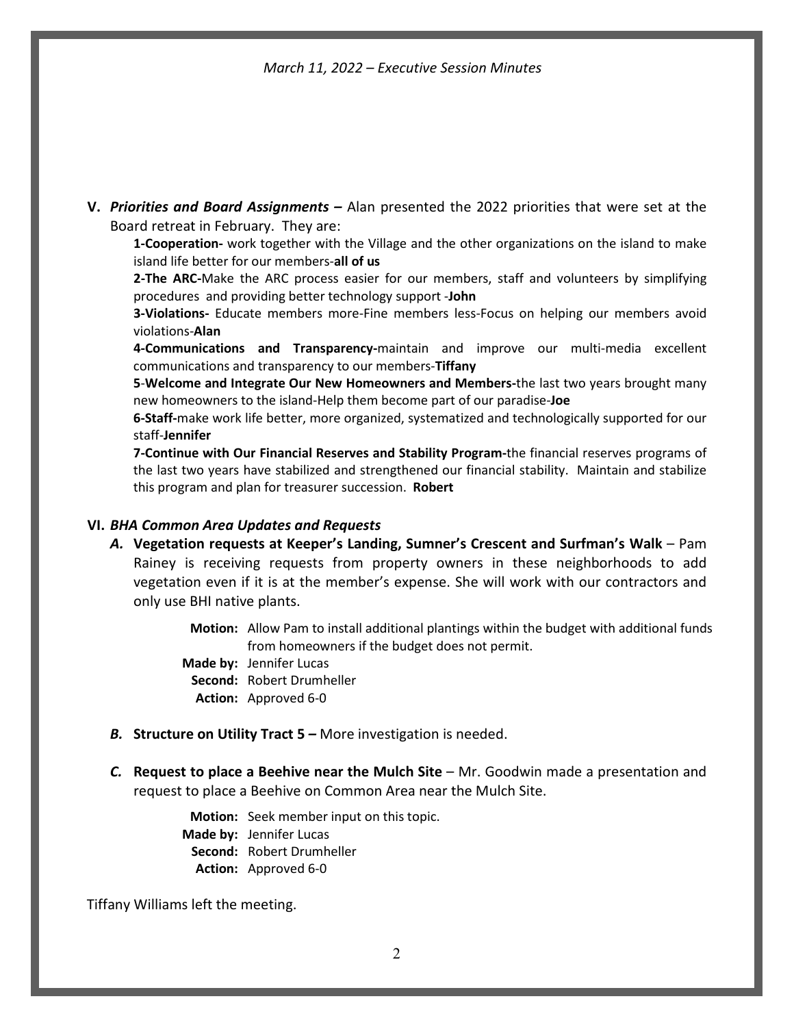**V.** ***Priorities and Board Assignments –*** Alan presented the 2022 priorities that were set at the Board retreat in February. They are:

**1-Cooperation-** work together with the Village and the other organizations on the island to make island life better for our members-**all of us**

**2-The ARC-**Make the ARC process easier for our members, staff and volunteers by simplifying procedures and providing better technology support -**John**

**3-Violations-** Educate members more-Fine members less-Focus on helping our members avoid violations-**Alan**

**4-Communications and Transparency-**maintain and improve our multi-media excellent communications and transparency to our members-**Tiffany**

**5**-**Welcome and Integrate Our New Homeowners and Members-**the last two years brought many new homeowners to the island-Help them become part of our paradise-**Joe**

**6-Staff-**make work life better, more organized, systematized and technologically supported for our staff-**Jennifer**

**7-Continue with Our Financial Reserves and Stability Program-**the financial reserves programs of the last two years have stabilized and strengthened our financial stability. Maintain and stabilize this program and plan for treasurer succession. **Robert**

**VI.** ***BHA Common Area Updates and Requests***

***A.*** **Vegetation requests at Keeper's Landing, Sumner's Crescent and Surfman's Walk** – Pam Rainey is receiving requests from property owners in these neighborhoods to add vegetation even if it is at the member's expense. She will work with our contractors and only use BHI native plants.

**Motion:** Allow Pam to install additional plantings within the budget with additional funds from homeowners if the budget does not permit.
**Made by:** Jennifer Lucas
**Second:** Robert Drumheller
**Action:** Approved 6-0

***B.*** **Structure on Utility Tract 5 –** More investigation is needed.

***C.*** **Request to place a Beehive near the Mulch Site** – Mr. Goodwin made a presentation and request to place a Beehive on Common Area near the Mulch Site.

**Motion:** Seek member input on this topic.
**Made by:** Jennifer Lucas
**Second:** Robert Drumheller
**Action:** Approved 6-0

Tiffany Williams left the meeting.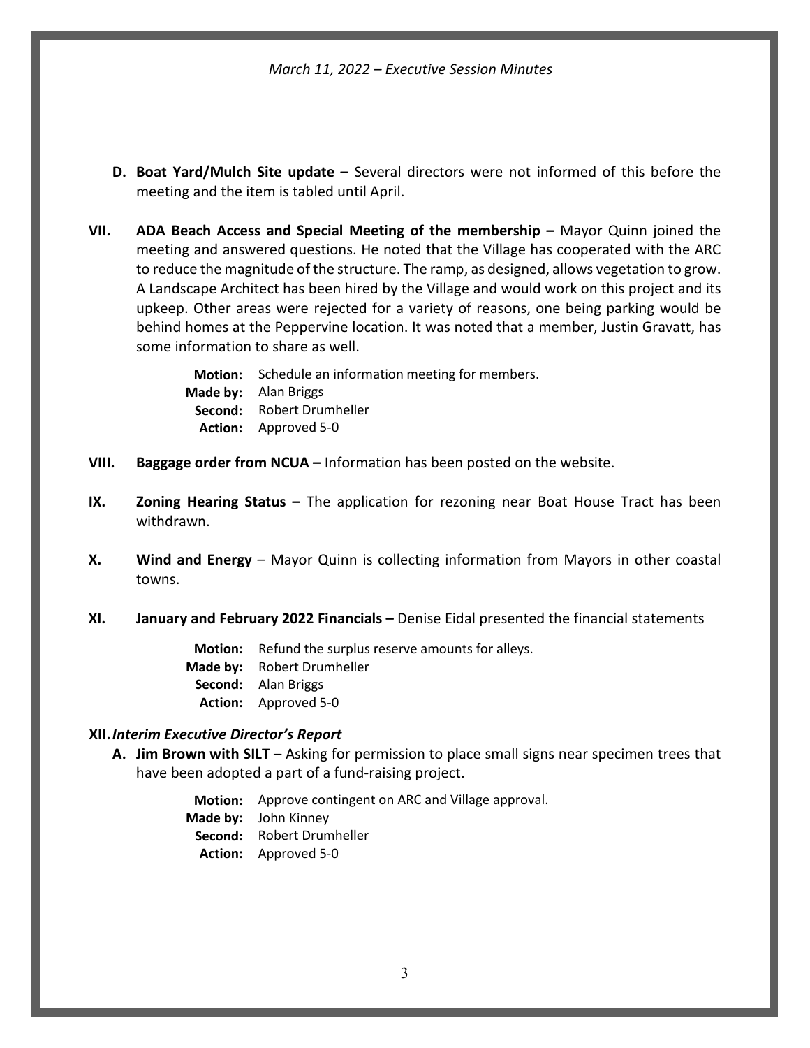**D. Boat Yard/Mulch Site update –** Several directors were not informed of this before the meeting and the item is tabled until April.

**VII. ADA Beach Access and Special Meeting of the membership –** Mayor Quinn joined the meeting and answered questions. He noted that the Village has cooperated with the ARC to reduce the magnitude of the structure. The ramp, as designed, allows vegetation to grow. A Landscape Architect has been hired by the Village and would work on this project and its upkeep. Other areas were rejected for a variety of reasons, one being parking would be behind homes at the Peppervine location. It was noted that a member, Justin Gravatt, has some information to share as well.

**Motion:** Schedule an information meeting for members.
**Made by:** Alan Briggs
**Second:** Robert Drumheller
**Action:** Approved 5-0

**VIII. Baggage order from NCUA –** Information has been posted on the website.

**IX. Zoning Hearing Status –** The application for rezoning near Boat House Tract has been withdrawn.

**X. Wind and Energy** – Mayor Quinn is collecting information from Mayors in other coastal towns.

**XI. January and February 2022 Financials –** Denise Eidal presented the financial statements

**Motion:** Refund the surplus reserve amounts for alleys.
**Made by:** Robert Drumheller
**Second:** Alan Briggs
**Action:** Approved 5-0

**XII. *Interim Executive Director's Report***

**A. Jim Brown with SILT** – Asking for permission to place small signs near specimen trees that have been adopted a part of a fund-raising project.

**Motion:** Approve contingent on ARC and Village approval.
**Made by:** John Kinney
**Second:** Robert Drumheller
**Action:** Approved 5-0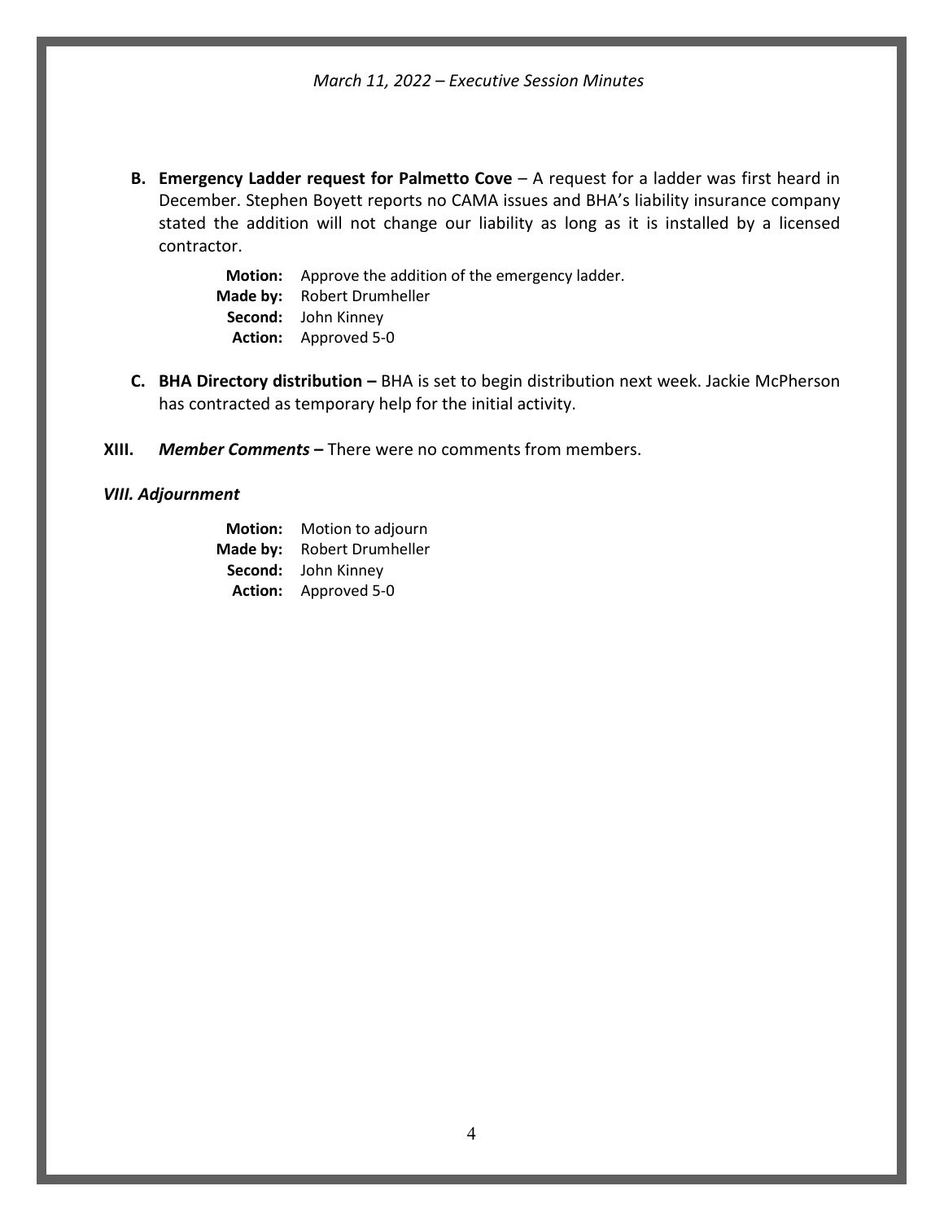**B. Emergency Ladder request for Palmetto Cove** – A request for a ladder was first heard in December. Stephen Boyett reports no CAMA issues and BHA's liability insurance company stated the addition will not change our liability as long as it is installed by a licensed contractor.

**Motion:** Approve the addition of the emergency ladder.
**Made by:** Robert Drumheller
**Second:** John Kinney
**Action:** Approved 5-0

**C. BHA Directory distribution –** BHA is set to begin distribution next week. Jackie McPherson has contracted as temporary help for the initial activity.

**XIII.** ***Member Comments –*** There were no comments from members.

***VIII. Adjournment***

**Motion:** Motion to adjourn
**Made by:** Robert Drumheller
**Second:** John Kinney
**Action:** Approved 5-0